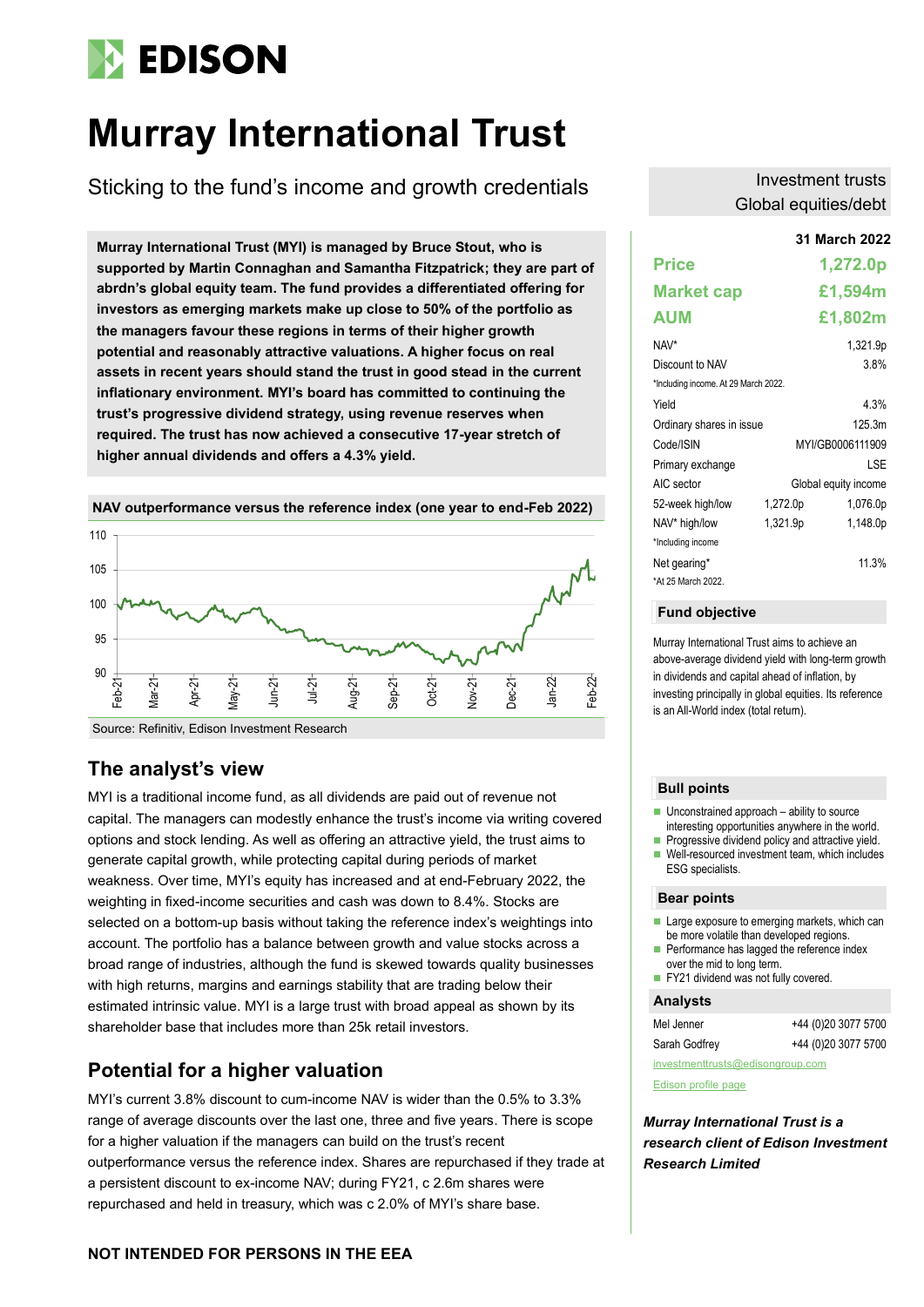# Murray International Trust

## Sticking to the fund's income and growth credentials

Investment trusts
Global equities/debt

**Murray International Trust (MYI) is managed by Bruce Stout, who is supported by Martin Connaghan and Samantha Fitzpatrick; they are part of abrdn's global equity team. The fund provides a differentiated offering for investors as emerging markets make up close to 50% of the portfolio as the managers favour these regions in terms of their higher growth potential and reasonably attractive valuations. A higher focus on real assets in recent years should stand the trust in good stead in the current inflationary environment. MYI's board has committed to continuing the trust's progressive dividend strategy, using revenue reserves when required. The trust has now achieved a consecutive 17-year stretch of higher annual dividends and offers a 4.3% yield.**

**NAV outperformance versus the reference index (one year to end-Feb 2022)**

Source: Refinitiv, Edison Investment Research

## The analyst's view

MYI is a traditional income fund, as all dividends are paid out of revenue not capital. The managers can modestly enhance the trust's income via writing covered options and stock lending. As well as offering an attractive yield, the trust aims to generate capital growth, while protecting capital during periods of market weakness. Over time, MYI's equity has increased and at end-February 2022, the weighting in fixed-income securities and cash was down to 8.4%. Stocks are selected on a bottom-up basis without taking the reference index's weightings into account. The portfolio has a balance between growth and value stocks across a broad range of industries, although the fund is skewed towards quality businesses with high returns, margins and earnings stability that are trading below their estimated intrinsic value. MYI is a large trust with broad appeal as shown by its shareholder base that includes more than 25k retail investors.

## Potential for a higher valuation

MYI's current 3.8% discount to cum-income NAV is wider than the 0.5% to 3.3% range of average discounts over the last one, three and five years. There is scope for a higher valuation if the managers can build on the trust's recent outperformance versus the reference index. Shares are repurchased if they trade at a persistent discount to ex-income NAV; during FY21, c 2.6m shares were repurchased and held in treasury, which was c 2.0% of MYI's share base.

**31 March 2022**

| | | |
|---|---|---|
| **Price** | | **1,272.0p** |
| **Market cap** | | **£1,594m** |
| **AUM** | | **£1,802m** |
| NAV* | | 1,321.9p |
| Discount to NAV | | 3.8% |
| *Including income. At 29 March 2022. | | |
| Yield | | 4.3% |
| Ordinary shares in issue | | 125.3m |
| Code/ISIN | | MYI/GB0006111909 |
| Primary exchange | | LSE |
| AIC sector | | Global equity income |
| 52-week high/low | 1,272.0p | 1,076.0p |
| NAV* high/low | 1,321.9p | 1,148.0p |
| *Including income | | |
| Net gearing* | | 11.3% |
| *At 25 March 2022. | | |

### Fund objective

Murray International Trust aims to achieve an above-average dividend yield with long-term growth in dividends and capital ahead of inflation, by investing principally in global equities. Its reference is an All-World index (total return).

### Bull points

- Unconstrained approach – ability to source interesting opportunities anywhere in the world.
- Progressive dividend policy and attractive yield.
- Well-resourced investment team, which includes ESG specialists.

### Bear points

- Large exposure to emerging markets, which can be more volatile than developed regions.
- Performance has lagged the reference index over the mid to long term.
- FY21 dividend was not fully covered.

### Analysts

| | |
|---|---|
| Mel Jenner | +44 (0)20 3077 5700 |
| Sarah Godfrey | +44 (0)20 3077 5700 |

investmenttrusts@edisongroup.com

Edison profile page

***Murray International Trust is a research client of Edison Investment Research Limited***

**NOT INTENDED FOR PERSONS IN THE EEA**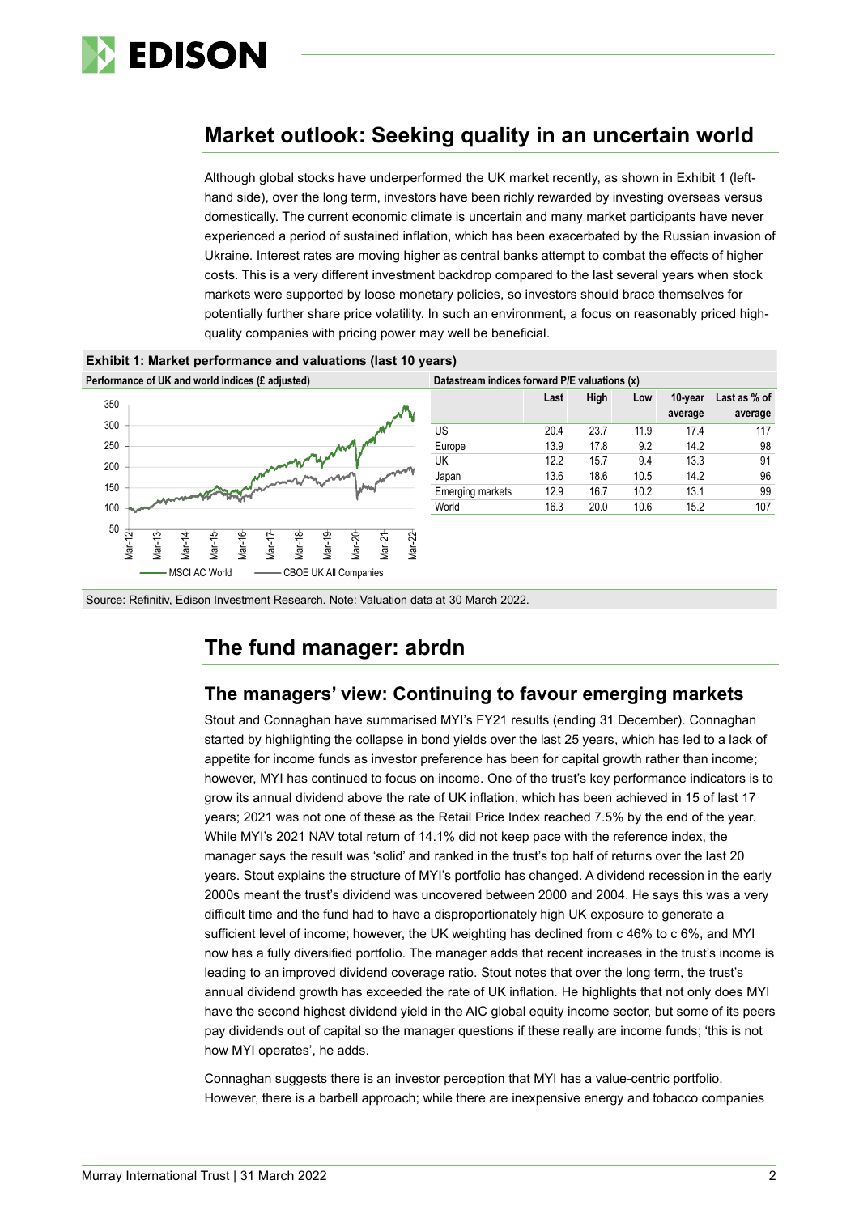## Market outlook: Seeking quality in an uncertain world

Although global stocks have underperformed the UK market recently, as shown in Exhibit 1 (left-hand side), over the long term, investors have been richly rewarded by investing overseas versus domestically. The current economic climate is uncertain and many market participants have never experienced a period of sustained inflation, which has been exacerbated by the Russian invasion of Ukraine. Interest rates are moving higher as central banks attempt to combat the effects of higher costs. This is a very different investment backdrop compared to the last several years when stock markets were supported by loose monetary policies, so investors should brace themselves for potentially further share price volatility. In such an environment, a focus on reasonably priced high-quality companies with pricing power may well be beneficial.

**Exhibit 1: Market performance and valuations (last 10 years)**

**Performance of UK and world indices (£ adjusted)**

**Datastream indices forward P/E valuations (x)**

| | Last | High | Low | 10-year average | Last as % of average |
|---|---|---|---|---|---|
| US | 20.4 | 23.7 | 11.9 | 17.4 | 117 |
| Europe | 13.9 | 17.8 | 9.2 | 14.2 | 98 |
| UK | 12.2 | 15.7 | 9.4 | 13.3 | 91 |
| Japan | 13.6 | 18.6 | 10.5 | 14.2 | 96 |
| Emerging markets | 12.9 | 16.7 | 10.2 | 13.1 | 99 |
| World | 16.3 | 20.0 | 10.6 | 15.2 | 107 |

Source: Refinitiv, Edison Investment Research. Note: Valuation data at 30 March 2022.

## The fund manager: abrdn

### The managers' view: Continuing to favour emerging markets

Stout and Connaghan have summarised MYI's FY21 results (ending 31 December). Connaghan started by highlighting the collapse in bond yields over the last 25 years, which has led to a lack of appetite for income funds as investor preference has been for capital growth rather than income; however, MYI has continued to focus on income. One of the trust's key performance indicators is to grow its annual dividend above the rate of UK inflation, which has been achieved in 15 of last 17 years; 2021 was not one of these as the Retail Price Index reached 7.5% by the end of the year. While MYI's 2021 NAV total return of 14.1% did not keep pace with the reference index, the manager says the result was 'solid' and ranked in the trust's top half of returns over the last 20 years. Stout explains the structure of MYI's portfolio has changed. A dividend recession in the early 2000s meant the trust's dividend was uncovered between 2000 and 2004. He says this was a very difficult time and the fund had to have a disproportionately high UK exposure to generate a sufficient level of income; however, the UK weighting has declined from c 46% to c 6%, and MYI now has a fully diversified portfolio. The manager adds that recent increases in the trust's income is leading to an improved dividend coverage ratio. Stout notes that over the long term, the trust's annual dividend growth has exceeded the rate of UK inflation. He highlights that not only does MYI have the second highest dividend yield in the AIC global equity income sector, but some of its peers pay dividends out of capital so the manager questions if these really are income funds; 'this is not how MYI operates', he adds.

Connaghan suggests there is an investor perception that MYI has a value-centric portfolio. However, there is a barbell approach; while there are inexpensive energy and tobacco companies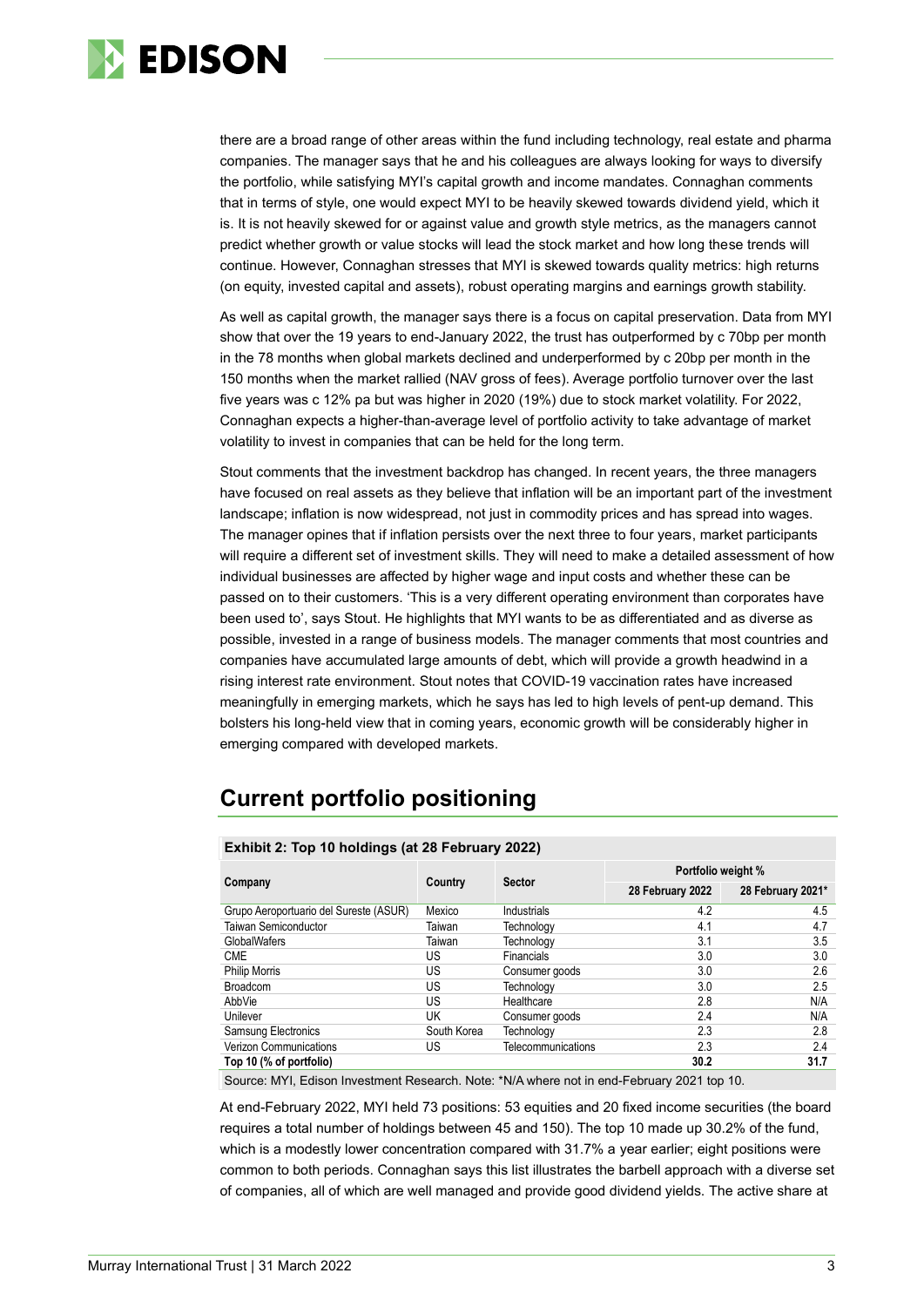there are a broad range of other areas within the fund including technology, real estate and pharma companies. The manager says that he and his colleagues are always looking for ways to diversify the portfolio, while satisfying MYI's capital growth and income mandates. Connaghan comments that in terms of style, one would expect MYI to be heavily skewed towards dividend yield, which it is. It is not heavily skewed for or against value and growth style metrics, as the managers cannot predict whether growth or value stocks will lead the stock market and how long these trends will continue. However, Connaghan stresses that MYI is skewed towards quality metrics: high returns (on equity, invested capital and assets), robust operating margins and earnings growth stability.

As well as capital growth, the manager says there is a focus on capital preservation. Data from MYI show that over the 19 years to end-January 2022, the trust has outperformed by c 70bp per month in the 78 months when global markets declined and underperformed by c 20bp per month in the 150 months when the market rallied (NAV gross of fees). Average portfolio turnover over the last five years was c 12% pa but was higher in 2020 (19%) due to stock market volatility. For 2022, Connaghan expects a higher-than-average level of portfolio activity to take advantage of market volatility to invest in companies that can be held for the long term.

Stout comments that the investment backdrop has changed. In recent years, the three managers have focused on real assets as they believe that inflation will be an important part of the investment landscape; inflation is now widespread, not just in commodity prices and has spread into wages. The manager opines that if inflation persists over the next three to four years, market participants will require a different set of investment skills. They will need to make a detailed assessment of how individual businesses are affected by higher wage and input costs and whether these can be passed on to their customers. 'This is a very different operating environment than corporates have been used to', says Stout. He highlights that MYI wants to be as differentiated and as diverse as possible, invested in a range of business models. The manager comments that most countries and companies have accumulated large amounts of debt, which will provide a growth headwind in a rising interest rate environment. Stout notes that COVID-19 vaccination rates have increased meaningfully in emerging markets, which he says has led to high levels of pent-up demand. This bolsters his long-held view that in coming years, economic growth will be considerably higher in emerging compared with developed markets.

## Current portfolio positioning

**Exhibit 2: Top 10 holdings (at 28 February 2022)**

| Company | Country | Sector | Portfolio weight % | |
|---|---|---|---|---|
| | | | 28 February 2022 | 28 February 2021* |
| Grupo Aeroportuario del Sureste (ASUR) | Mexico | Industrials | 4.2 | 4.5 |
| Taiwan Semiconductor | Taiwan | Technology | 4.1 | 4.7 |
| GlobalWafers | Taiwan | Technology | 3.1 | 3.5 |
| CME | US | Financials | 3.0 | 3.0 |
| Philip Morris | US | Consumer goods | 3.0 | 2.6 |
| Broadcom | US | Technology | 3.0 | 2.5 |
| AbbVie | US | Healthcare | 2.8 | N/A |
| Unilever | UK | Consumer goods | 2.4 | N/A |
| Samsung Electronics | South Korea | Technology | 2.3 | 2.8 |
| Verizon Communications | US | Telecommunications | 2.3 | 2.4 |
| **Top 10 (% of portfolio)** | | | **30.2** | **31.7** |

Source: MYI, Edison Investment Research. Note: *N/A where not in end-February 2021 top 10.

At end-February 2022, MYI held 73 positions: 53 equities and 20 fixed income securities (the board requires a total number of holdings between 45 and 150). The top 10 made up 30.2% of the fund, which is a modestly lower concentration compared with 31.7% a year earlier; eight positions were common to both periods. Connaghan says this list illustrates the barbell approach with a diverse set of companies, all of which are well managed and provide good dividend yields. The active share at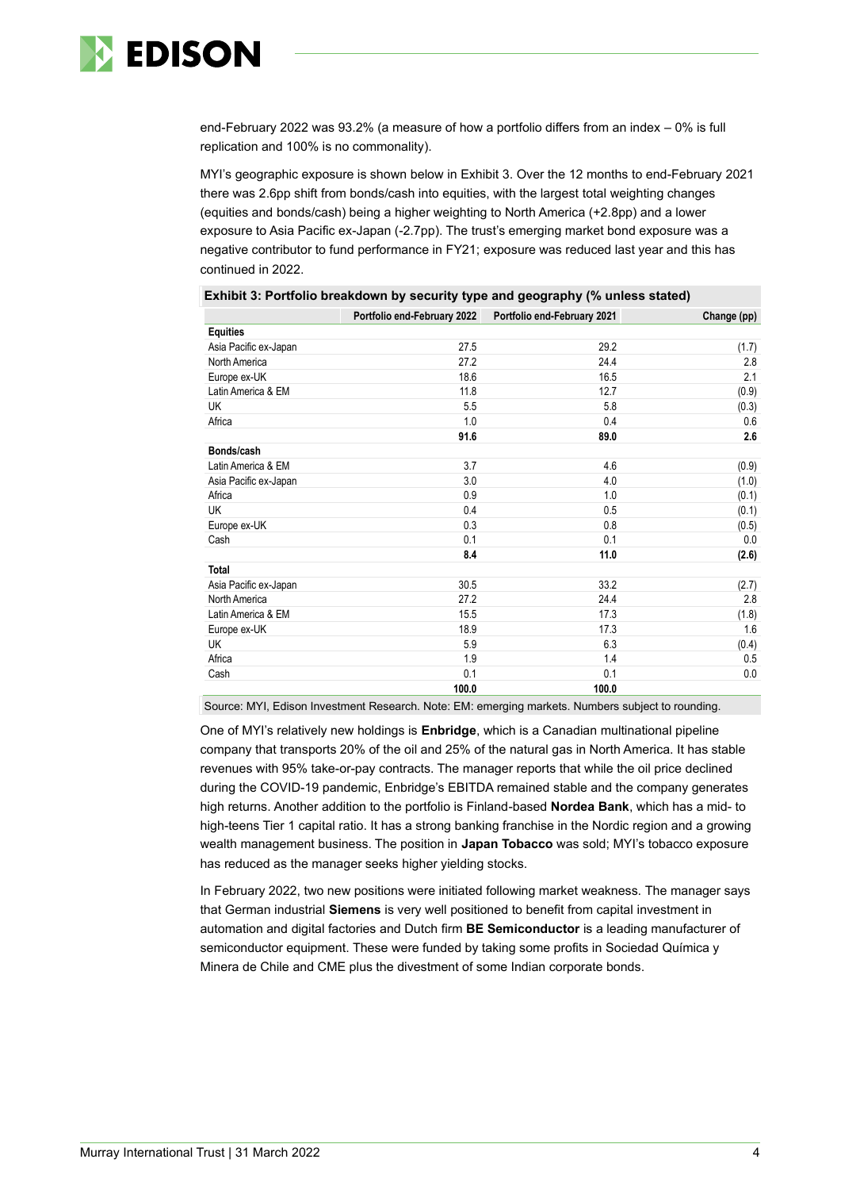end-February 2022 was 93.2% (a measure of how a portfolio differs from an index – 0% is full replication and 100% is no commonality).

MYI's geographic exposure is shown below in Exhibit 3. Over the 12 months to end-February 2021 there was 2.6pp shift from bonds/cash into equities, with the largest total weighting changes (equities and bonds/cash) being a higher weighting to North America (+2.8pp) and a lower exposure to Asia Pacific ex-Japan (-2.7pp). The trust's emerging market bond exposure was a negative contributor to fund performance in FY21; exposure was reduced last year and this has continued in 2022.

**Exhibit 3: Portfolio breakdown by security type and geography (% unless stated)**

| | Portfolio end-February 2022 | Portfolio end-February 2021 | Change (pp) |
|---|---|---|---|
| **Equities** | | | |
| Asia Pacific ex-Japan | 27.5 | 29.2 | (1.7) |
| North America | 27.2 | 24.4 | 2.8 |
| Europe ex-UK | 18.6 | 16.5 | 2.1 |
| Latin America & EM | 11.8 | 12.7 | (0.9) |
| UK | 5.5 | 5.8 | (0.3) |
| Africa | 1.0 | 0.4 | 0.6 |
| | **91.6** | **89.0** | **2.6** |
| **Bonds/cash** | | | |
| Latin America & EM | 3.7 | 4.6 | (0.9) |
| Asia Pacific ex-Japan | 3.0 | 4.0 | (1.0) |
| Africa | 0.9 | 1.0 | (0.1) |
| UK | 0.4 | 0.5 | (0.1) |
| Europe ex-UK | 0.3 | 0.8 | (0.5) |
| Cash | 0.1 | 0.1 | 0.0 |
| | **8.4** | **11.0** | **(2.6)** |
| **Total** | | | |
| Asia Pacific ex-Japan | 30.5 | 33.2 | (2.7) |
| North America | 27.2 | 24.4 | 2.8 |
| Latin America & EM | 15.5 | 17.3 | (1.8) |
| Europe ex-UK | 18.9 | 17.3 | 1.6 |
| UK | 5.9 | 6.3 | (0.4) |
| Africa | 1.9 | 1.4 | 0.5 |
| Cash | 0.1 | 0.1 | 0.0 |
| | **100.0** | **100.0** | |

Source: MYI, Edison Investment Research. Note: EM: emerging markets. Numbers subject to rounding.

One of MYI's relatively new holdings is **Enbridge**, which is a Canadian multinational pipeline company that transports 20% of the oil and 25% of the natural gas in North America. It has stable revenues with 95% take-or-pay contracts. The manager reports that while the oil price declined during the COVID-19 pandemic, Enbridge's EBITDA remained stable and the company generates high returns. Another addition to the portfolio is Finland-based **Nordea Bank**, which has a mid- to high-teens Tier 1 capital ratio. It has a strong banking franchise in the Nordic region and a growing wealth management business. The position in **Japan Tobacco** was sold; MYI's tobacco exposure has reduced as the manager seeks higher yielding stocks.

In February 2022, two new positions were initiated following market weakness. The manager says that German industrial **Siemens** is very well positioned to benefit from capital investment in automation and digital factories and Dutch firm **BE Semiconductor** is a leading manufacturer of semiconductor equipment. These were funded by taking some profits in Sociedad Química y Minera de Chile and CME plus the divestment of some Indian corporate bonds.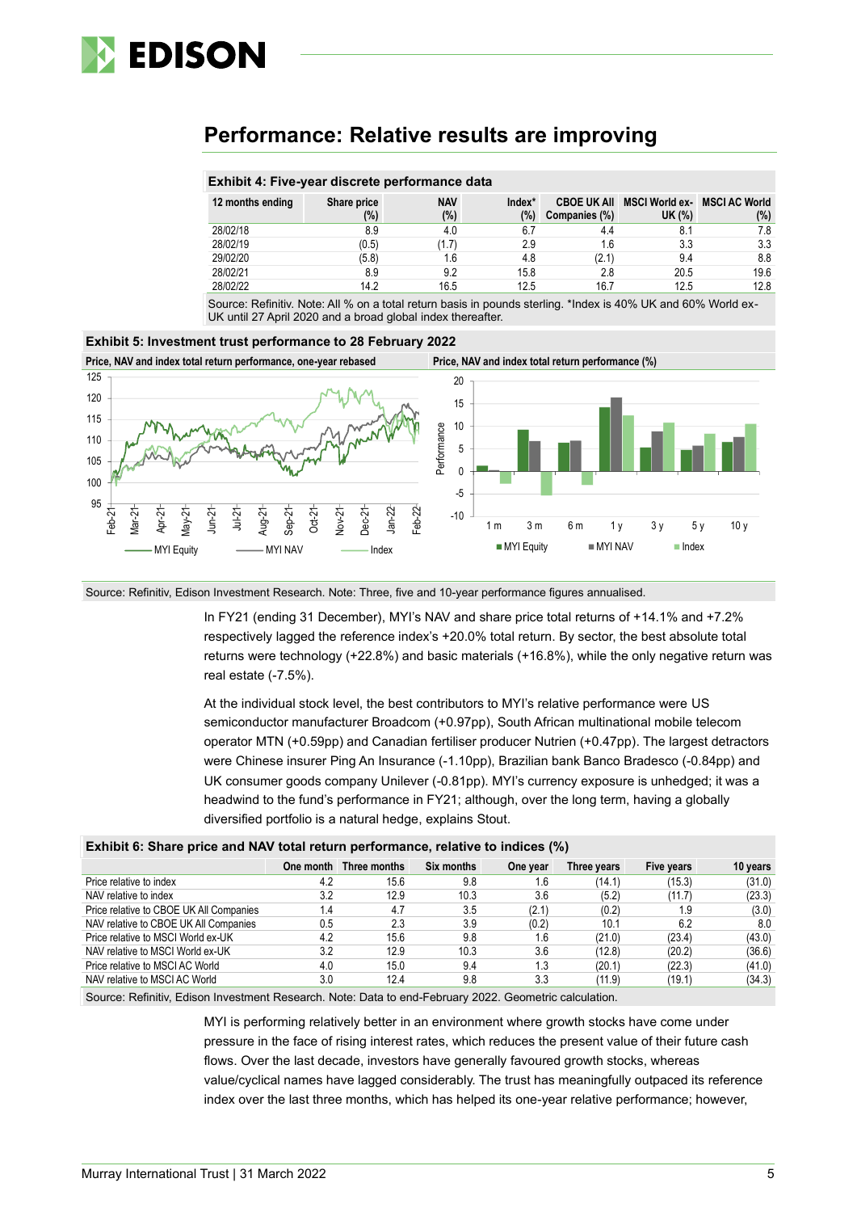## Performance: Relative results are improving

**Exhibit 4: Five-year discrete performance data**

| 12 months ending | Share price (%) | NAV (%) | Index* (%) | CBOE UK All Companies (%) | MSCI World ex-UK (%) | MSCI AC World (%) |
|---|---|---|---|---|---|---|
| 28/02/18 | 8.9 | 4.0 | 6.7 | 4.4 | 8.1 | 7.8 |
| 28/02/19 | (0.5) | (1.7) | 2.9 | 1.6 | 3.3 | 3.3 |
| 29/02/20 | (5.8) | 1.6 | 4.8 | (2.1) | 9.4 | 8.8 |
| 28/02/21 | 8.9 | 9.2 | 15.8 | 2.8 | 20.5 | 19.6 |
| 28/02/22 | 14.2 | 16.5 | 12.5 | 16.7 | 12.5 | 12.8 |

Source: Refinitiv. Note: All % on a total return basis in pounds sterling. *Index is 40% UK and 60% World ex-UK until 27 April 2020 and a broad global index thereafter.

**Exhibit 5: Investment trust performance to 28 February 2022**

Price, NAV and index total return performance, one-year rebased

Price, NAV and index total return performance (%)

Source: Refinitiv, Edison Investment Research. Note: Three, five and 10-year performance figures annualised.

In FY21 (ending 31 December), MYI's NAV and share price total returns of +14.1% and +7.2% respectively lagged the reference index's +20.0% total return. By sector, the best absolute total returns were technology (+22.8%) and basic materials (+16.8%), while the only negative return was real estate (-7.5%).

At the individual stock level, the best contributors to MYI's relative performance were US semiconductor manufacturer Broadcom (+0.97pp), South African multinational mobile telecom operator MTN (+0.59pp) and Canadian fertiliser producer Nutrien (+0.47pp). The largest detractors were Chinese insurer Ping An Insurance (-1.10pp), Brazilian bank Banco Bradesco (-0.84pp) and UK consumer goods company Unilever (-0.81pp). MYI's currency exposure is unhedged; it was a headwind to the fund's performance in FY21; although, over the long term, having a globally diversified portfolio is a natural hedge, explains Stout.

**Exhibit 6: Share price and NAV total return performance, relative to indices (%)**

| | One month | Three months | Six months | One year | Three years | Five years | 10 years |
|---|---|---|---|---|---|---|---|
| Price relative to index | 4.2 | 15.6 | 9.8 | 1.6 | (14.1) | (15.3) | (31.0) |
| NAV relative to index | 3.2 | 12.9 | 10.3 | 3.6 | (5.2) | (11.7) | (23.3) |
| Price relative to CBOE UK All Companies | 1.4 | 4.7 | 3.5 | (2.1) | (0.2) | 1.9 | (3.0) |
| NAV relative to CBOE UK All Companies | 0.5 | 2.3 | 3.9 | (0.2) | 10.1 | 6.2 | 8.0 |
| Price relative to MSCI World ex-UK | 4.2 | 15.6 | 9.8 | 1.6 | (21.0) | (23.4) | (43.0) |
| NAV relative to MSCI World ex-UK | 3.2 | 12.9 | 10.3 | 3.6 | (12.8) | (20.2) | (36.6) |
| Price relative to MSCI AC World | 4.0 | 15.0 | 9.4 | 1.3 | (20.1) | (22.3) | (41.0) |
| NAV relative to MSCI AC World | 3.0 | 12.4 | 9.8 | 3.3 | (11.9) | (19.1) | (34.3) |

Source: Refinitiv, Edison Investment Research. Note: Data to end-February 2022. Geometric calculation.

MYI is performing relatively better in an environment where growth stocks have come under pressure in the face of rising interest rates, which reduces the present value of their future cash flows. Over the last decade, investors have generally favoured growth stocks, whereas value/cyclical names have lagged considerably. The trust has meaningfully outpaced its reference index over the last three months, which has helped its one-year relative performance; however,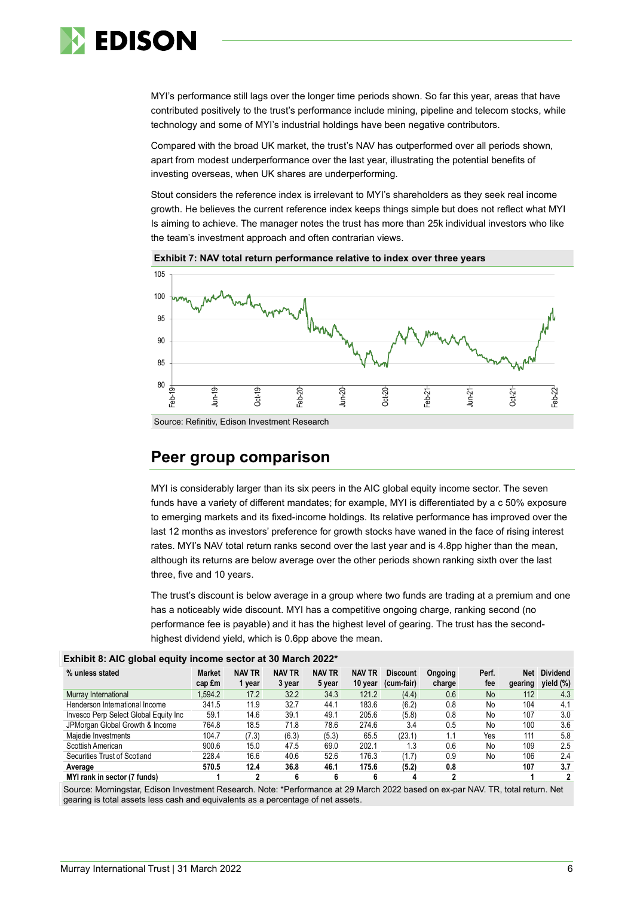MYI's performance still lags over the longer time periods shown. So far this year, areas that have contributed positively to the trust's performance include mining, pipeline and telecom stocks, while technology and some of MYI's industrial holdings have been negative contributors.

Compared with the broad UK market, the trust's NAV has outperformed over all periods shown, apart from modest underperformance over the last year, illustrating the potential benefits of investing overseas, when UK shares are underperforming.

Stout considers the reference index is irrelevant to MYI's shareholders as they seek real income growth. He believes the current reference index keeps things simple but does not reflect what MYI Is aiming to achieve. The manager notes the trust has more than 25k individual investors who like the team's investment approach and often contrarian views.

**Exhibit 7: NAV total return performance relative to index over three years**

Source: Refinitiv, Edison Investment Research

## Peer group comparison

MYI is considerably larger than its six peers in the AIC global equity income sector. The seven funds have a variety of different mandates; for example, MYI is differentiated by a c 50% exposure to emerging markets and its fixed-income holdings. Its relative performance has improved over the last 12 months as investors' preference for growth stocks have waned in the face of rising interest rates. MYI's NAV total return ranks second over the last year and is 4.8pp higher than the mean, although its returns are below average over the other periods shown ranking sixth over the last three, five and 10 years.

The trust's discount is below average in a group where two funds are trading at a premium and one has a noticeably wide discount. MYI has a competitive ongoing charge, ranking second (no performance fee is payable) and it has the highest level of gearing. The trust has the second-highest dividend yield, which is 0.6pp above the mean.

**Exhibit 8: AIC global equity income sector at 30 March 2022***

| % unless stated | Market cap £m | NAV TR 1 year | NAV TR 3 year | NAV TR 5 year | NAV TR 10 year | Discount (cum-fair) | Ongoing charge | Perf. fee | Net gearing | Dividend yield (%) |
|---|---|---|---|---|---|---|---|---|---|---|
| Murray International | 1,594.2 | 17.2 | 32.2 | 34.3 | 121.2 | (4.4) | 0.6 | No | 112 | 4.3 |
| Henderson International Income | 341.5 | 11.9 | 32.7 | 44.1 | 183.6 | (6.2) | 0.8 | No | 104 | 4.1 |
| Invesco Perp Select Global Equity Inc | 59.1 | 14.6 | 39.1 | 49.1 | 205.6 | (5.8) | 0.8 | No | 107 | 3.0 |
| JPMorgan Global Growth & Income | 764.8 | 18.5 | 71.8 | 78.6 | 274.6 | 3.4 | 0.5 | No | 100 | 3.6 |
| Majedie Investments | 104.7 | (7.3) | (6.3) | (5.3) | 65.5 | (23.1) | 1.1 | Yes | 111 | 5.8 |
| Scottish American | 900.6 | 15.0 | 47.5 | 69.0 | 202.1 | 1.3 | 0.6 | No | 109 | 2.5 |
| Securities Trust of Scotland | 228.4 | 16.6 | 40.6 | 52.6 | 176.3 | (1.7) | 0.9 | No | 106 | 2.4 |
| **Average** | **570.5** | **12.4** | **36.8** | **46.1** | **175.6** | **(5.2)** | **0.8** | | **107** | **3.7** |
| **MYI rank in sector (7 funds)** | **1** | **2** | **6** | **6** | **6** | **4** | **2** | | **1** | **2** |

Source: Morningstar, Edison Investment Research. Note: *Performance at 29 March 2022 based on ex-par NAV. TR, total return. Net gearing is total assets less cash and equivalents as a percentage of net assets.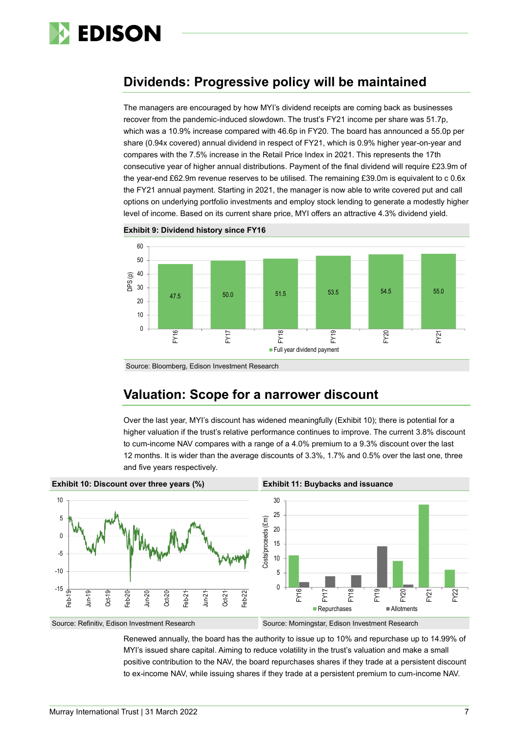## Dividends: Progressive policy will be maintained

The managers are encouraged by how MYI's dividend receipts are coming back as businesses recover from the pandemic-induced slowdown. The trust's FY21 income per share was 51.7p, which was a 10.9% increase compared with 46.6p in FY20. The board has announced a 55.0p per share (0.94x covered) annual dividend in respect of FY21, which is 0.9% higher year-on-year and compares with the 7.5% increase in the Retail Price Index in 2021. This represents the 17th consecutive year of higher annual distributions. Payment of the final dividend will require £23.9m of the year-end £62.9m revenue reserves to be utilised. The remaining £39.0m is equivalent to c 0.6x the FY21 annual payment. Starting in 2021, the manager is now able to write covered put and call options on underlying portfolio investments and employ stock lending to generate a modestly higher level of income. Based on its current share price, MYI offers an attractive 4.3% dividend yield.

**Exhibit 9: Dividend history since FY16**

| | FY16 | FY17 | FY18 | FY19 | FY20 | FY21 |
|---|---|---|---|---|---|---|
| Full year dividend payment DPS (p) | 47.5 | 50.0 | 51.5 | 53.5 | 54.5 | 55.0 |

Source: Bloomberg, Edison Investment Research

## Valuation: Scope for a narrower discount

Over the last year, MYI's discount has widened meaningfully (Exhibit 10); there is potential for a higher valuation if the trust's relative performance continues to improve. The current 3.8% discount to cum-income NAV compares with a range of a 4.0% premium to a 9.3% discount over the last 12 months. It is wider than the average discounts of 3.3%, 1.7% and 0.5% over the last one, three and five years respectively.

**Exhibit 10: Discount over three years (%)**

Source: Refinitiv, Edison Investment Research

**Exhibit 11: Buybacks and issuance**

Source: Morningstar, Edison Investment Research

Renewed annually, the board has the authority to issue up to 10% and repurchase up to 14.99% of MYI's issued share capital. Aiming to reduce volatility in the trust's valuation and make a small positive contribution to the NAV, the board repurchases shares if they trade at a persistent discount to ex-income NAV, while issuing shares if they trade at a persistent premium to cum-income NAV.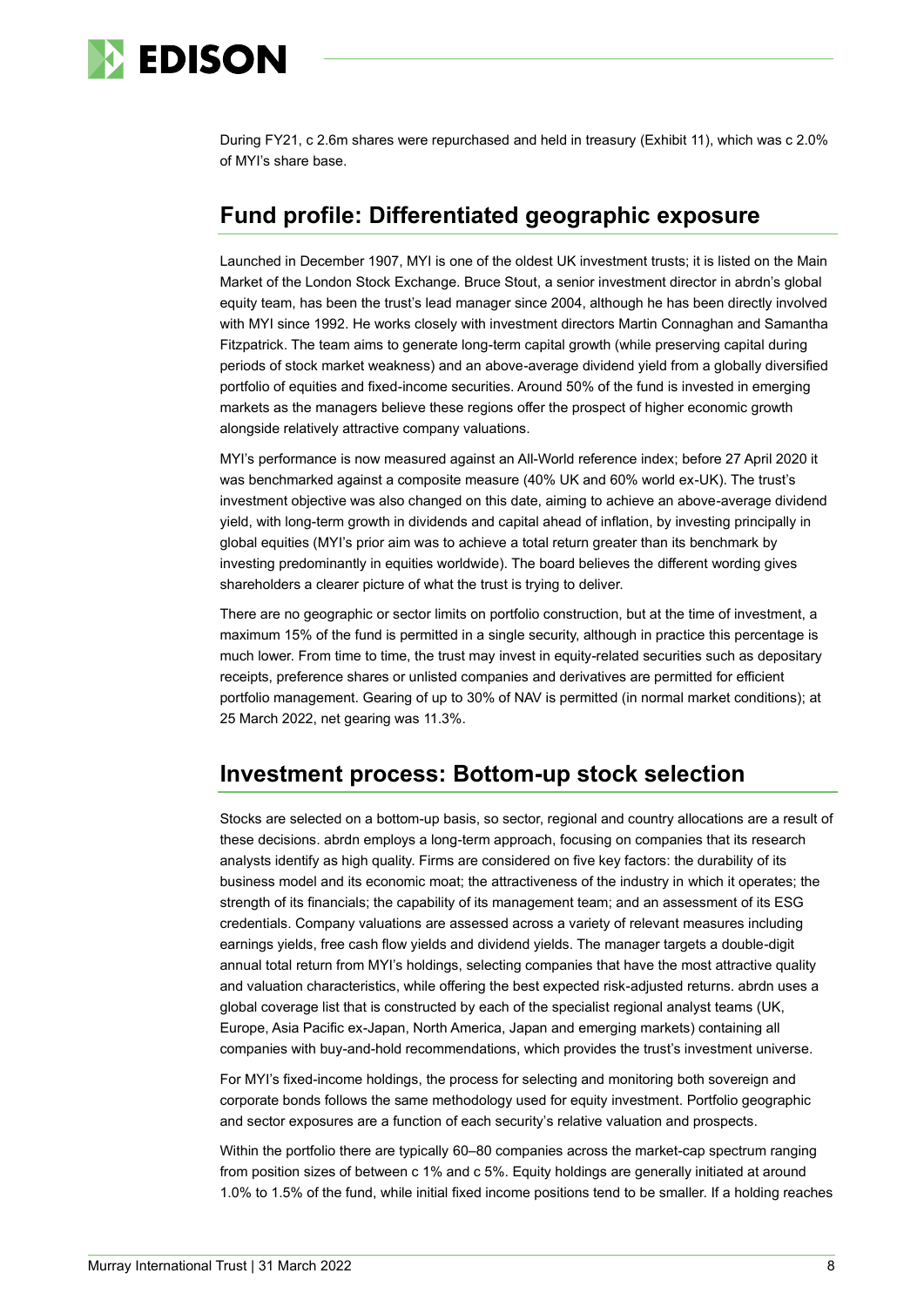During FY21, c 2.6m shares were repurchased and held in treasury (Exhibit 11), which was c 2.0% of MYI's share base.

## Fund profile: Differentiated geographic exposure

Launched in December 1907, MYI is one of the oldest UK investment trusts; it is listed on the Main Market of the London Stock Exchange. Bruce Stout, a senior investment director in abrdn's global equity team, has been the trust's lead manager since 2004, although he has been directly involved with MYI since 1992. He works closely with investment directors Martin Connaghan and Samantha Fitzpatrick. The team aims to generate long-term capital growth (while preserving capital during periods of stock market weakness) and an above-average dividend yield from a globally diversified portfolio of equities and fixed-income securities. Around 50% of the fund is invested in emerging markets as the managers believe these regions offer the prospect of higher economic growth alongside relatively attractive company valuations.

MYI's performance is now measured against an All-World reference index; before 27 April 2020 it was benchmarked against a composite measure (40% UK and 60% world ex-UK). The trust's investment objective was also changed on this date, aiming to achieve an above-average dividend yield, with long-term growth in dividends and capital ahead of inflation, by investing principally in global equities (MYI's prior aim was to achieve a total return greater than its benchmark by investing predominantly in equities worldwide). The board believes the different wording gives shareholders a clearer picture of what the trust is trying to deliver.

There are no geographic or sector limits on portfolio construction, but at the time of investment, a maximum 15% of the fund is permitted in a single security, although in practice this percentage is much lower. From time to time, the trust may invest in equity-related securities such as depositary receipts, preference shares or unlisted companies and derivatives are permitted for efficient portfolio management. Gearing of up to 30% of NAV is permitted (in normal market conditions); at 25 March 2022, net gearing was 11.3%.

## Investment process: Bottom-up stock selection

Stocks are selected on a bottom-up basis, so sector, regional and country allocations are a result of these decisions. abrdn employs a long-term approach, focusing on companies that its research analysts identify as high quality. Firms are considered on five key factors: the durability of its business model and its economic moat; the attractiveness of the industry in which it operates; the strength of its financials; the capability of its management team; and an assessment of its ESG credentials. Company valuations are assessed across a variety of relevant measures including earnings yields, free cash flow yields and dividend yields. The manager targets a double-digit annual total return from MYI's holdings, selecting companies that have the most attractive quality and valuation characteristics, while offering the best expected risk-adjusted returns. abrdn uses a global coverage list that is constructed by each of the specialist regional analyst teams (UK, Europe, Asia Pacific ex-Japan, North America, Japan and emerging markets) containing all companies with buy-and-hold recommendations, which provides the trust's investment universe.

For MYI's fixed-income holdings, the process for selecting and monitoring both sovereign and corporate bonds follows the same methodology used for equity investment. Portfolio geographic and sector exposures are a function of each security's relative valuation and prospects.

Within the portfolio there are typically 60–80 companies across the market-cap spectrum ranging from position sizes of between c 1% and c 5%. Equity holdings are generally initiated at around 1.0% to 1.5% of the fund, while initial fixed income positions tend to be smaller. If a holding reaches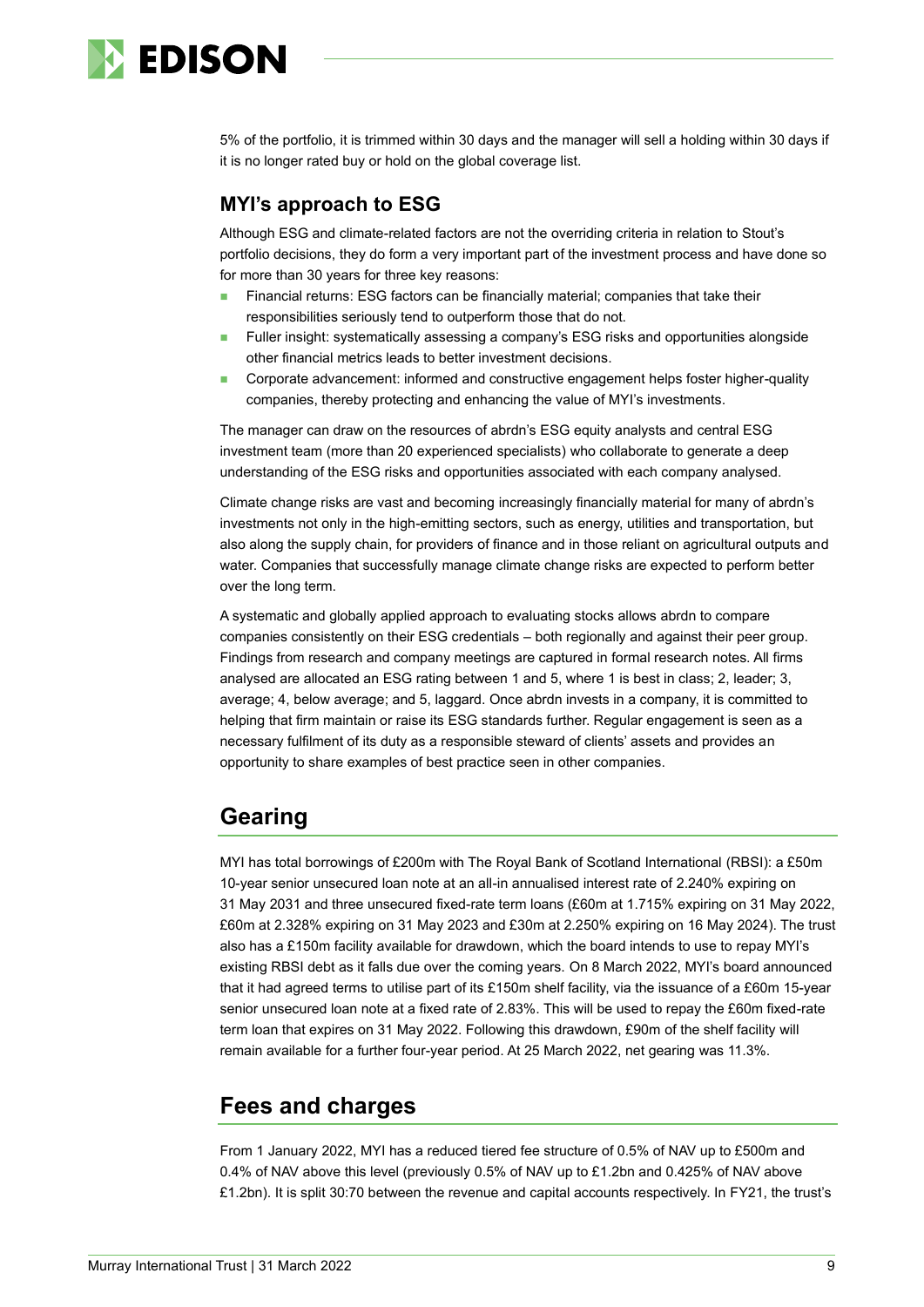5% of the portfolio, it is trimmed within 30 days and the manager will sell a holding within 30 days if it is no longer rated buy or hold on the global coverage list.

### MYI's approach to ESG

Although ESG and climate-related factors are not the overriding criteria in relation to Stout's portfolio decisions, they do form a very important part of the investment process and have done so for more than 30 years for three key reasons:

- Financial returns: ESG factors can be financially material; companies that take their responsibilities seriously tend to outperform those that do not.
- Fuller insight: systematically assessing a company's ESG risks and opportunities alongside other financial metrics leads to better investment decisions.
- Corporate advancement: informed and constructive engagement helps foster higher-quality companies, thereby protecting and enhancing the value of MYI's investments.

The manager can draw on the resources of abrdn's ESG equity analysts and central ESG investment team (more than 20 experienced specialists) who collaborate to generate a deep understanding of the ESG risks and opportunities associated with each company analysed.

Climate change risks are vast and becoming increasingly financially material for many of abrdn's investments not only in the high-emitting sectors, such as energy, utilities and transportation, but also along the supply chain, for providers of finance and in those reliant on agricultural outputs and water. Companies that successfully manage climate change risks are expected to perform better over the long term.

A systematic and globally applied approach to evaluating stocks allows abrdn to compare companies consistently on their ESG credentials – both regionally and against their peer group. Findings from research and company meetings are captured in formal research notes. All firms analysed are allocated an ESG rating between 1 and 5, where 1 is best in class; 2, leader; 3, average; 4, below average; and 5, laggard. Once abrdn invests in a company, it is committed to helping that firm maintain or raise its ESG standards further. Regular engagement is seen as a necessary fulfilment of its duty as a responsible steward of clients' assets and provides an opportunity to share examples of best practice seen in other companies.

## Gearing

MYI has total borrowings of £200m with The Royal Bank of Scotland International (RBSI): a £50m 10-year senior unsecured loan note at an all-in annualised interest rate of 2.240% expiring on 31 May 2031 and three unsecured fixed-rate term loans (£60m at 1.715% expiring on 31 May 2022, £60m at 2.328% expiring on 31 May 2023 and £30m at 2.250% expiring on 16 May 2024). The trust also has a £150m facility available for drawdown, which the board intends to use to repay MYI's existing RBSI debt as it falls due over the coming years. On 8 March 2022, MYI's board announced that it had agreed terms to utilise part of its £150m shelf facility, via the issuance of a £60m 15-year senior unsecured loan note at a fixed rate of 2.83%. This will be used to repay the £60m fixed-rate term loan that expires on 31 May 2022. Following this drawdown, £90m of the shelf facility will remain available for a further four-year period. At 25 March 2022, net gearing was 11.3%.

## Fees and charges

From 1 January 2022, MYI has a reduced tiered fee structure of 0.5% of NAV up to £500m and 0.4% of NAV above this level (previously 0.5% of NAV up to £1.2bn and 0.425% of NAV above £1.2bn). It is split 30:70 between the revenue and capital accounts respectively. In FY21, the trust's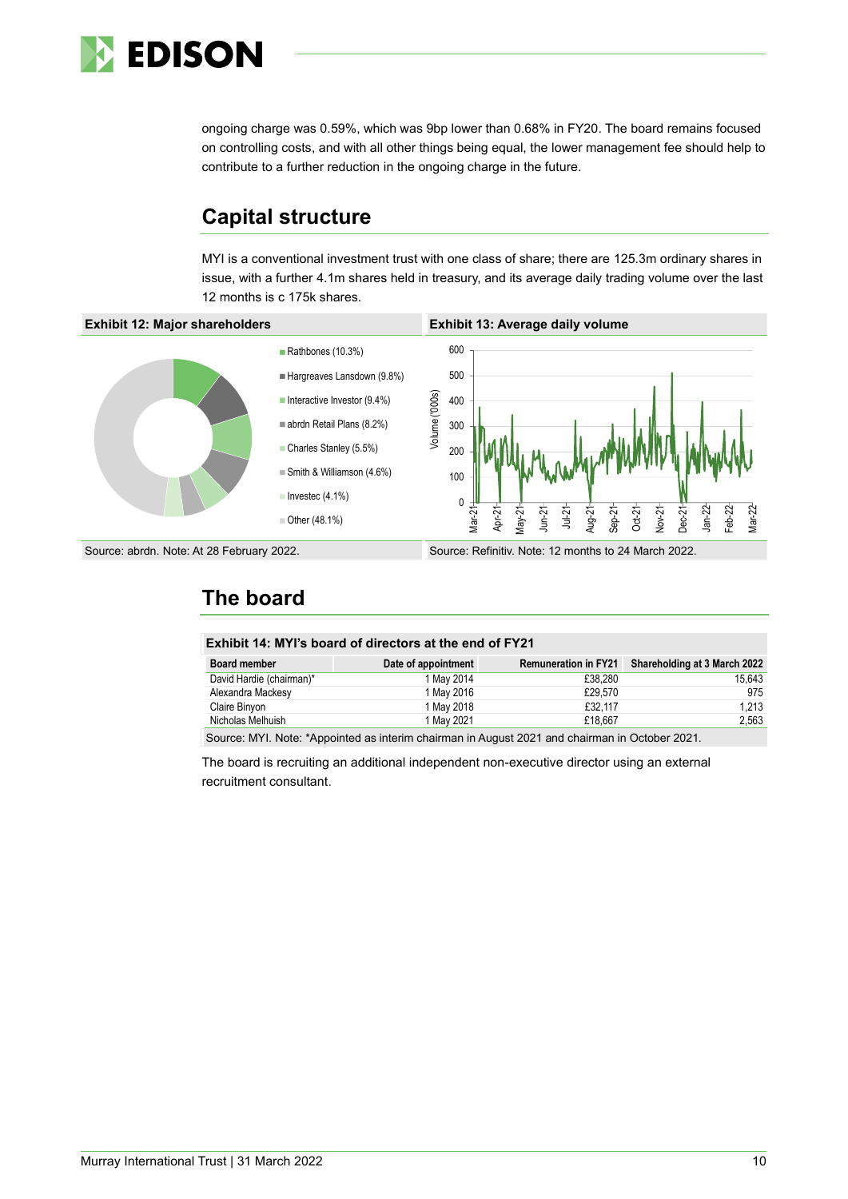ongoing charge was 0.59%, which was 9bp lower than 0.68% in FY20. The board remains focused on controlling costs, and with all other things being equal, the lower management fee should help to contribute to a further reduction in the ongoing charge in the future.

## Capital structure

MYI is a conventional investment trust with one class of share; there are 125.3m ordinary shares in issue, with a further 4.1m shares held in treasury, and its average daily trading volume over the last 12 months is c 175k shares.

**Exhibit 12: Major shareholders**

- Rathbones (10.3%)
- Hargreaves Lansdown (9.8%)
- Interactive Investor (9.4%)
- abrdn Retail Plans (8.2%)
- Charles Stanley (5.5%)
- Smith & Williamson (4.6%)
- Investec (4.1%)
- Other (48.1%)

Source: abrdn. Note: At 28 February 2022.

**Exhibit 13: Average daily volume**

Source: Refinitiv. Note: 12 months to 24 March 2022.

## The board

**Exhibit 14: MYI's board of directors at the end of FY21**

| Board member | Date of appointment | Remuneration in FY21 | Shareholding at 3 March 2022 |
|---|---|---|---|
| David Hardie (chairman)* | 1 May 2014 | £38,280 | 15,643 |
| Alexandra Mackesy | 1 May 2016 | £29,570 | 975 |
| Claire Binyon | 1 May 2018 | £32,117 | 1,213 |
| Nicholas Melhuish | 1 May 2021 | £18,667 | 2,563 |

Source: MYI. Note: *Appointed as interim chairman in August 2021 and chairman in October 2021.

The board is recruiting an additional independent non-executive director using an external recruitment consultant.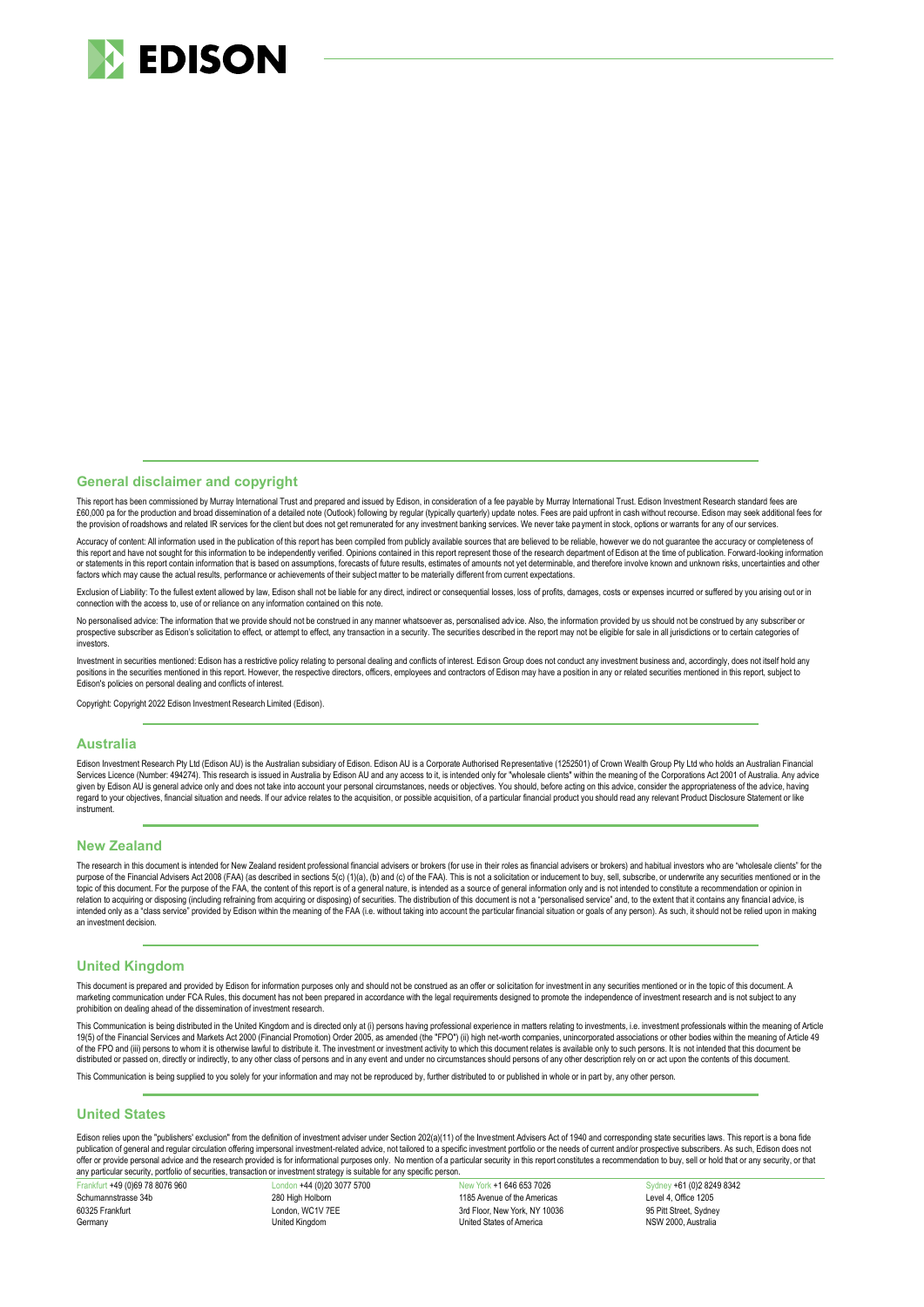## General disclaimer and copyright

This report has been commissioned by Murray International Trust and prepared and issued by Edison, in consideration of a fee payable by Murray International Trust. Edison Investment Research standard fees are £60,000 pa for the production and broad dissemination of a detailed note (Outlook) following by regular (typically quarterly) update notes. Fees are paid upfront in cash without recourse. Edison may seek additional fees for the provision of roadshows and related IR services for the client but does not get remunerated for any investment banking services. We never take payment in stock, options or warrants for any of our services.

Accuracy of content: All information used in the publication of this report has been compiled from publicly available sources that are believed to be reliable, however we do not guarantee the accuracy or completeness of this report and have not sought for this information to be independently verified. Opinions contained in this report represent those of the research department of Edison at the time of publication. Forward-looking information or statements in this report contain information that is based on assumptions, forecasts of future results, estimates of amounts not yet determinable, and therefore involve known and unknown risks, uncertainties and other factors which may cause the actual results, performance or achievements of their subject matter to be materially different from current expectations.

Exclusion of Liability: To the fullest extent allowed by law, Edison shall not be liable for any direct, indirect or consequential losses, loss of profits, damages, costs or expenses incurred or suffered by you arising out or in connection with the access to, use of or reliance on any information contained on this note.

No personalised advice: The information that we provide should not be construed in any manner whatsoever as, personalised advice. Also, the information provided by us should not be construed by any subscriber or prospective subscriber as Edison's solicitation to effect, or attempt to effect, any transaction in a security. The securities described in the report may not be eligible for sale in all jurisdictions or to certain categories of investors.

Investment in securities mentioned: Edison has a restrictive policy relating to personal dealing and conflicts of interest. Edison Group does not conduct any investment business and, accordingly, does not itself hold any positions in the securities mentioned in this report. However, the respective directors, officers, employees and contractors of Edison may have a position in any or related securities mentioned in this report, subject to Edison's policies on personal dealing and conflicts of interest.

Copyright: Copyright 2022 Edison Investment Research Limited (Edison).

## Australia

Edison Investment Research Pty Ltd (Edison AU) is the Australian subsidiary of Edison. Edison AU is a Corporate Authorised Representative (1252501) of Crown Wealth Group Pty Ltd who holds an Australian Financial Services Licence (Number: 494274). This research is issued in Australia by Edison AU and any access to it, is intended only for "wholesale clients" within the meaning of the Corporations Act 2001 of Australia. Any advice given by Edison AU is general advice only and does not take into account your personal circumstances, needs or objectives. You should, before acting on this advice, consider the appropriateness of the advice, having regard to your objectives, financial situation and needs. If our advice relates to the acquisition, or possible acquisition, of a particular financial product you should read any relevant Product Disclosure Statement or like instrument.

## New Zealand

The research in this document is intended for New Zealand resident professional financial advisers or brokers (for use in their roles as financial advisers or brokers) and habitual investors who are "wholesale clients" for the purpose of the Financial Advisers Act 2008 (FAA) (as described in sections 5(c) (1)(a), (b) and (c) of the FAA). This is not a solicitation or inducement to buy, sell, subscribe, or underwrite any securities mentioned or in the topic of this document. For the purpose of the FAA, the content of this report is of a general nature, is intended as a source of general information only and is not intended to constitute a recommendation or opinion in relation to acquiring or disposing (including refraining from acquiring or disposing) of securities. The distribution of this document is not a "personalised service" and, to the extent that it contains any financial advice, is intended only as a "class service" provided by Edison within the meaning of the FAA (i.e. without taking into account the particular financial situation or goals of any person). As such, it should not be relied upon in making an investment decision.

## United Kingdom

This document is prepared and provided by Edison for information purposes only and should not be construed as an offer or solicitation for investment in any securities mentioned or in the topic of this document. A marketing communication under FCA Rules, this document has not been prepared in accordance with the legal requirements designed to promote the independence of investment research and is not subject to any prohibition on dealing ahead of the dissemination of investment research.

This Communication is being distributed in the United Kingdom and is directed only at (i) persons having professional experience in matters relating to investments, i.e. investment professionals within the meaning of Article 19(5) of the Financial Services and Markets Act 2000 (Financial Promotion) Order 2005, as amended (the "FPO") (ii) high net-worth companies, unincorporated associations or other bodies within the meaning of Article 49 of the FPO and (iii) persons to whom it is otherwise lawful to distribute it. The investment or investment activity to which this document relates is available only to such persons. It is not intended that this document be distributed or passed on, directly or indirectly, to any other class of persons and in any event and under no circumstances should persons of any other description rely on or act upon the contents of this document.

This Communication is being supplied to you solely for your information and may not be reproduced by, further distributed to or published in whole or in part by, any other person.

## United States

Edison relies upon the "publishers' exclusion" from the definition of investment adviser under Section 202(a)(11) of the Investment Advisers Act of 1940 and corresponding state securities laws. This report is a bona fide publication of general and regular circulation offering impersonal investment-related advice, not tailored to a specific investment portfolio or the needs of current and/or prospective subscribers. As such, Edison does not offer or provide personal advice and the research provided is for informational purposes only. No mention of a particular security in this report constitutes a recommendation to buy, sell or hold that or any security, or that any particular security, portfolio of securities, transaction or investment strategy is suitable for any specific person.

Frankfurt +49 (0)69 78 8076 960
Schumannstrasse 34b
60325 Frankfurt
Germany

London +44 (0)20 3077 5700
280 High Holborn
London, WC1V 7EE
United Kingdom

New York +1 646 653 7026
1185 Avenue of the Americas
3rd Floor, New York, NY 10036
United States of America

Sydney +61 (0)2 8249 8342
Level 4, Office 1205
95 Pitt Street, Sydney
NSW 2000, Australia